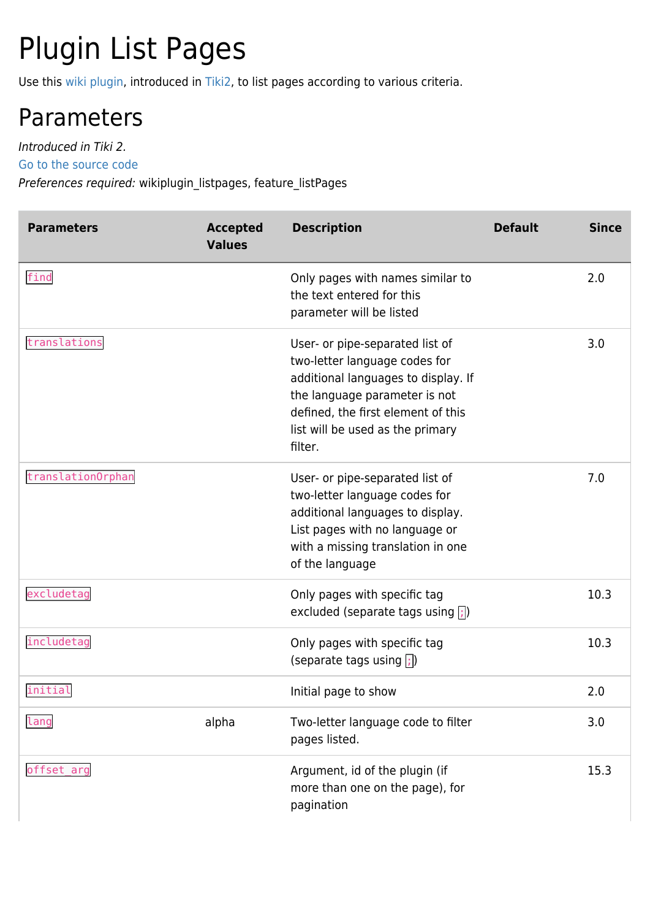# Plugin List Pages

Use this wiki plugin, introduced in Tiki2, to list pages according to various criteria.

## Parameters

*Introduced in Tiki 2.*
Go to the source code
*Preferences required:* wikiplugin_listpages, feature_listPages

| Parameters | Accepted Values | Description | Default | Since |
|---|---|---|---|---|
| `find` | | Only pages with names similar to the text entered for this parameter will be listed | | 2.0 |
| `translations` | | User- or pipe-separated list of two-letter language codes for additional languages to display. If the language parameter is not defined, the first element of this list will be used as the primary filter. | | 3.0 |
| `translationOrphan` | | User- or pipe-separated list of two-letter language codes for additional languages to display. List pages with no language or with a missing translation in one of the language | | 7.0 |
| `excludetag` | | Only pages with specific tag excluded (separate tags using `;`) | | 10.3 |
| `includetag` | | Only pages with specific tag (separate tags using `;`) | | 10.3 |
| `initial` | | Initial page to show | | 2.0 |
| `lang` | alpha | Two-letter language code to filter pages listed. | | 3.0 |
| `offset_arg` | | Argument, id of the plugin (if more than one on the page), for pagination | | 15.3 |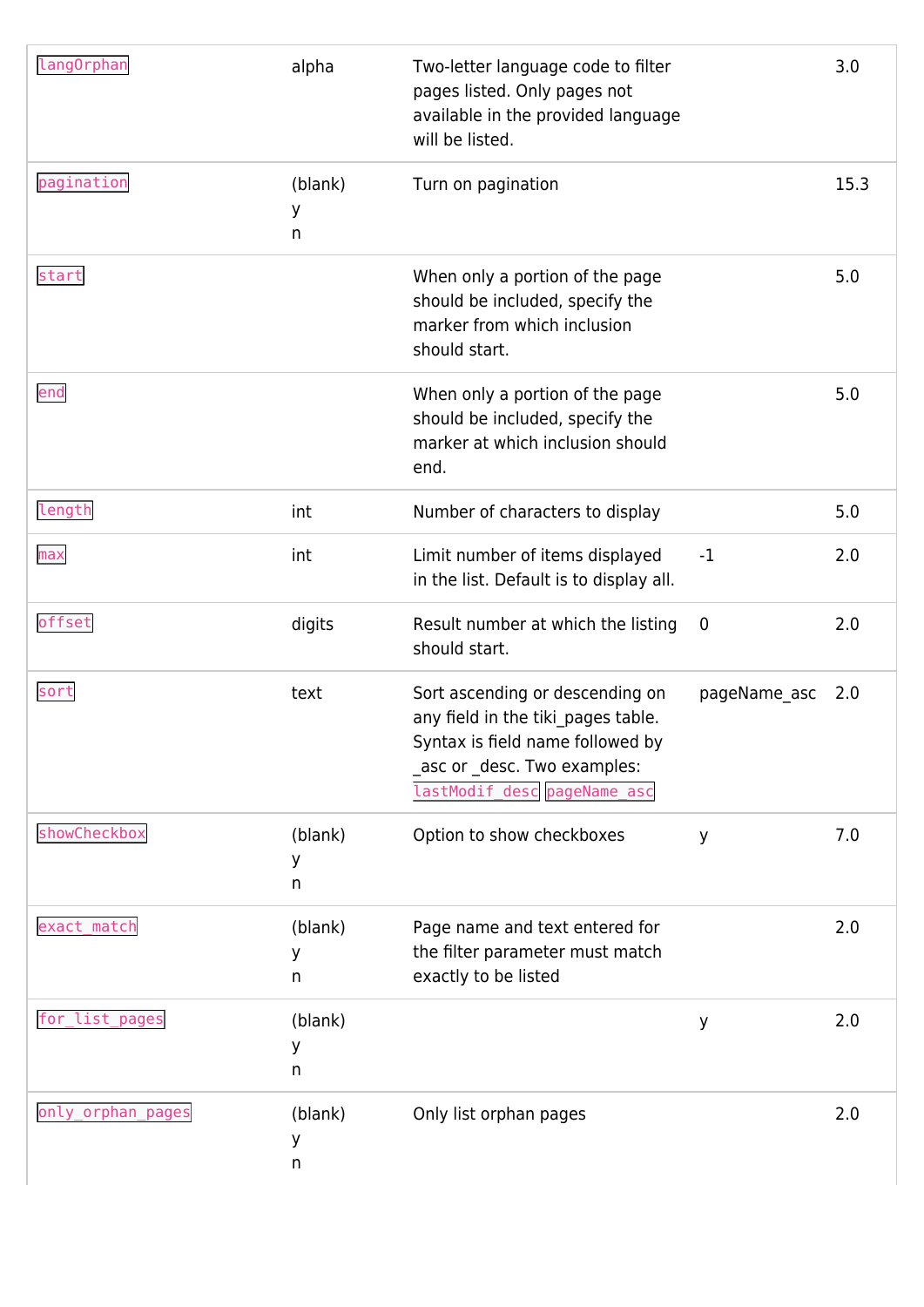| | | | | |
|---|---|---|---|---|
| `langOrphan` | alpha | Two-letter language code to filter pages listed. Only pages not available in the provided language will be listed. | | 3.0 |
| `pagination` | (blank)<br>y<br>n | Turn on pagination | | 15.3 |
| `start` | | When only a portion of the page should be included, specify the marker from which inclusion should start. | | 5.0 |
| `end` | | When only a portion of the page should be included, specify the marker at which inclusion should end. | | 5.0 |
| `length` | int | Number of characters to display | | 5.0 |
| `max` | int | Limit number of items displayed in the list. Default is to display all. | -1 | 2.0 |
| `offset` | digits | Result number at which the listing should start. | 0 | 2.0 |
| `sort` | text | Sort ascending or descending on any field in the tiki_pages table. Syntax is field name followed by _asc or _desc. Two examples: `lastModif_desc` `pageName_asc` | pageName_asc | 2.0 |
| `showCheckbox` | (blank)<br>y<br>n | Option to show checkboxes | y | 7.0 |
| `exact_match` | (blank)<br>y<br>n | Page name and text entered for the filter parameter must match exactly to be listed | | 2.0 |
| `for_list_pages` | (blank)<br>y<br>n | | y | 2.0 |
| `only_orphan_pages` | (blank)<br>y<br>n | Only list orphan pages | | 2.0 |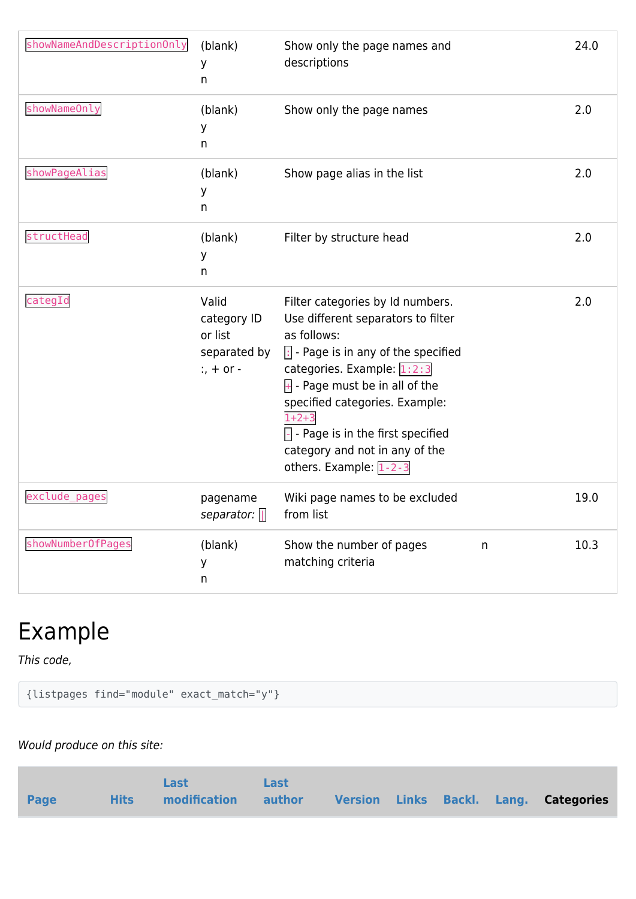| | | | | |
|---|---|---|---|---|
| `showNameAndDescriptionOnly` | (blank)<br>y<br>n | Show only the page names and descriptions | | 24.0 |
| `showNameOnly` | (blank)<br>y<br>n | Show only the page names | | 2.0 |
| `showPageAlias` | (blank)<br>y<br>n | Show page alias in the list | | 2.0 |
| `structHead` | (blank)<br>y<br>n | Filter by structure head | | 2.0 |
| `categId` | Valid category ID or list separated by :, + or - | Filter categories by Id numbers. Use different separators to filter as follows:<br>`:` - Page is in any of the specified categories. Example: `1:2:3`<br>`+` - Page must be in all of the specified categories. Example: `1+2+3`<br>`-` - Page is in the first specified category and not in any of the others. Example: `1-2-3` | | 2.0 |
| `exclude_pages` | pagename<br>*separator:* `|` | Wiki page names to be excluded from list | | 19.0 |
| `showNumberOfPages` | (blank)<br>y<br>n | Show the number of pages matching criteria | n | 10.3 |

# Example

*This code,*

```
{listpages find="module" exact_match="y"}
```

*Would produce on this site:*

| Page | Hits | Last modification | Last author | Version | Links | Backl. | Lang. | Categories |
|---|---|---|---|---|---|---|---|---|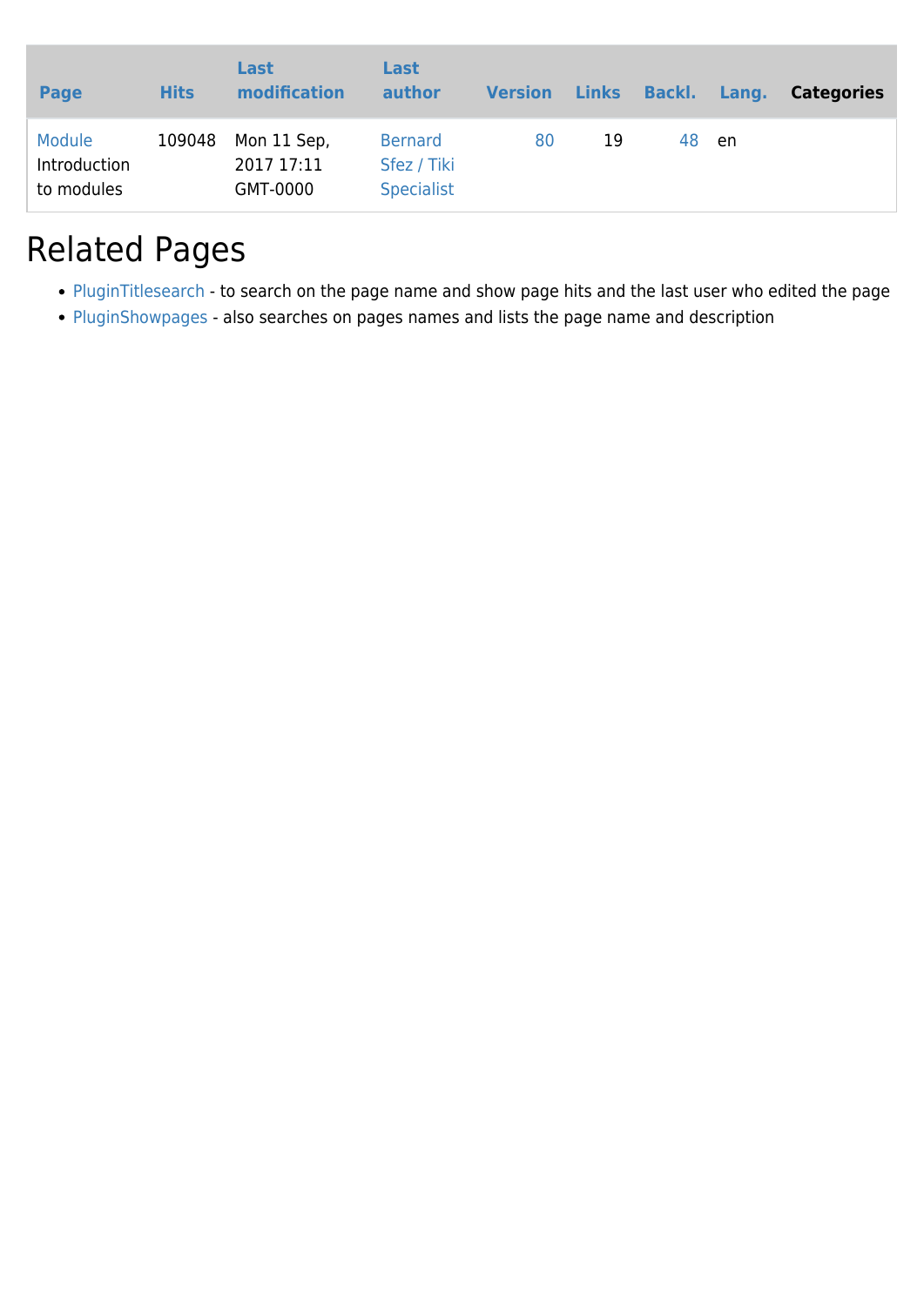| Page | Hits | Last modification | Last author | Version | Links | Backl. | Lang. | Categories |
|---|---|---|---|---|---|---|---|---|
| Module Introduction to modules | 109048 | Mon 11 Sep, 2017 17:11 GMT-0000 | Bernard Sfez / Tiki Specialist | 80 | 19 | 48 | en | |

# Related Pages

- PluginTitlesearch - to search on the page name and show page hits and the last user who edited the page
- PluginShowpages - also searches on pages names and lists the page name and description